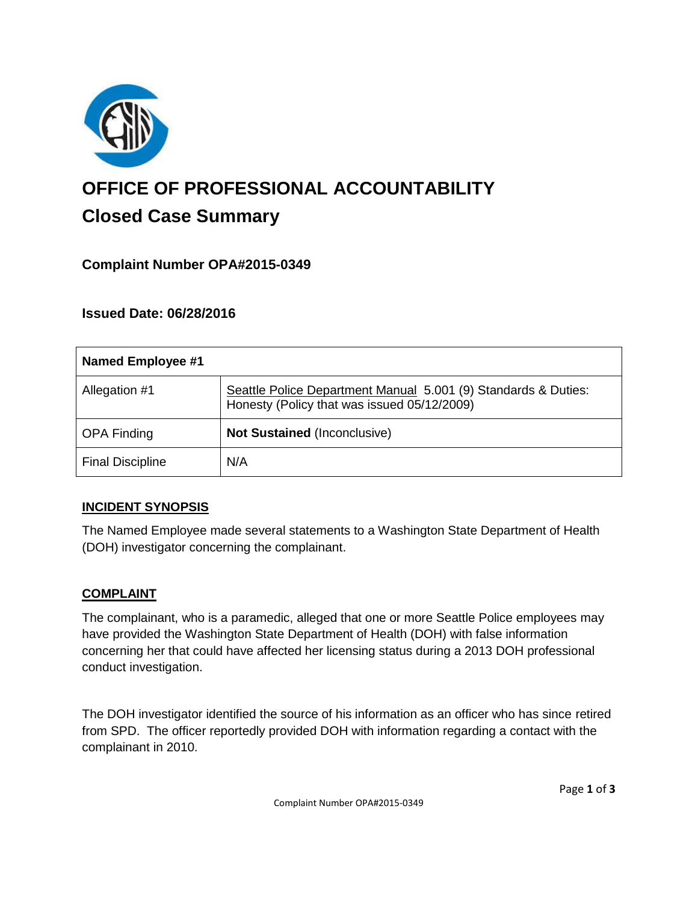# OFFICE OF PROFESSIONAL ACCOUNTABILITY

## Closed Case Summary

### Complaint Number OPA#2015-0349

### Issued Date: 06/28/2016

| **Named Employee #1** | |
|---|---|
| Allegation #1 | Seattle Police Department Manual 5.001 (9) Standards & Duties: Honesty (Policy that was issued 05/12/2009) |
| OPA Finding | **Not Sustained** (Inconclusive) |
| Final Discipline | N/A |

**INCIDENT SYNOPSIS**

The Named Employee made several statements to a Washington State Department of Health (DOH) investigator concerning the complainant.

**COMPLAINT**

The complainant, who is a paramedic, alleged that one or more Seattle Police employees may have provided the Washington State Department of Health (DOH) with false information concerning her that could have affected her licensing status during a 2013 DOH professional conduct investigation.

The DOH investigator identified the source of his information as an officer who has since retired from SPD. The officer reportedly provided DOH with information regarding a contact with the complainant in 2010.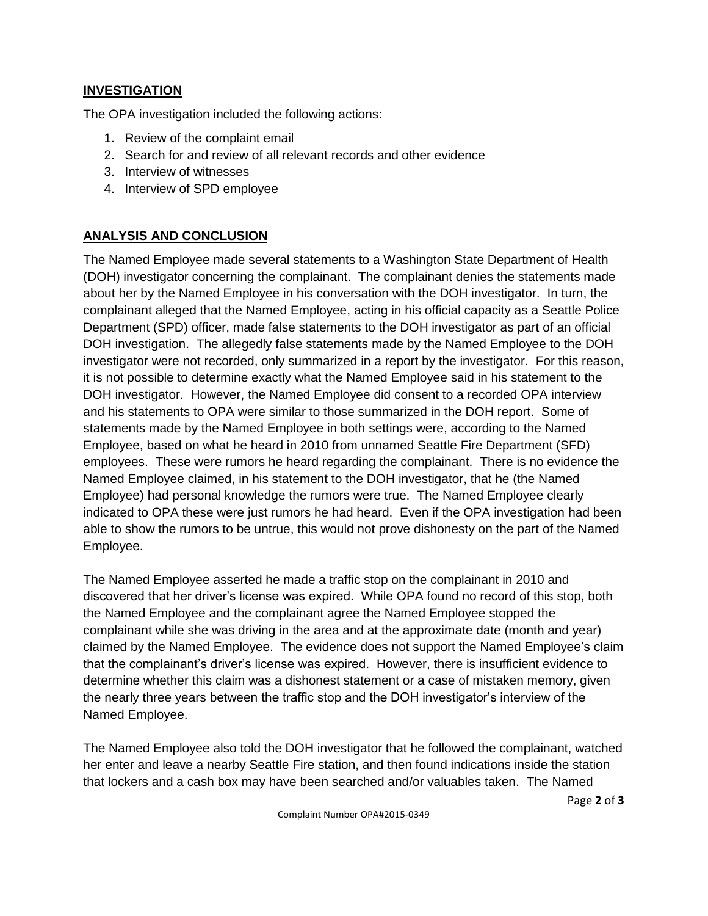## INVESTIGATION

The OPA investigation included the following actions:

1. Review of the complaint email
2. Search for and review of all relevant records and other evidence
3. Interview of witnesses
4. Interview of SPD employee

## ANALYSIS AND CONCLUSION

The Named Employee made several statements to a Washington State Department of Health (DOH) investigator concerning the complainant. The complainant denies the statements made about her by the Named Employee in his conversation with the DOH investigator. In turn, the complainant alleged that the Named Employee, acting in his official capacity as a Seattle Police Department (SPD) officer, made false statements to the DOH investigator as part of an official DOH investigation. The allegedly false statements made by the Named Employee to the DOH investigator were not recorded, only summarized in a report by the investigator. For this reason, it is not possible to determine exactly what the Named Employee said in his statement to the DOH investigator. However, the Named Employee did consent to a recorded OPA interview and his statements to OPA were similar to those summarized in the DOH report. Some of statements made by the Named Employee in both settings were, according to the Named Employee, based on what he heard in 2010 from unnamed Seattle Fire Department (SFD) employees. These were rumors he heard regarding the complainant. There is no evidence the Named Employee claimed, in his statement to the DOH investigator, that he (the Named Employee) had personal knowledge the rumors were true. The Named Employee clearly indicated to OPA these were just rumors he had heard. Even if the OPA investigation had been able to show the rumors to be untrue, this would not prove dishonesty on the part of the Named Employee.

The Named Employee asserted he made a traffic stop on the complainant in 2010 and discovered that her driver's license was expired. While OPA found no record of this stop, both the Named Employee and the complainant agree the Named Employee stopped the complainant while she was driving in the area and at the approximate date (month and year) claimed by the Named Employee. The evidence does not support the Named Employee's claim that the complainant's driver's license was expired. However, there is insufficient evidence to determine whether this claim was a dishonest statement or a case of mistaken memory, given the nearly three years between the traffic stop and the DOH investigator's interview of the Named Employee.

The Named Employee also told the DOH investigator that he followed the complainant, watched her enter and leave a nearby Seattle Fire station, and then found indications inside the station that lockers and a cash box may have been searched and/or valuables taken. The Named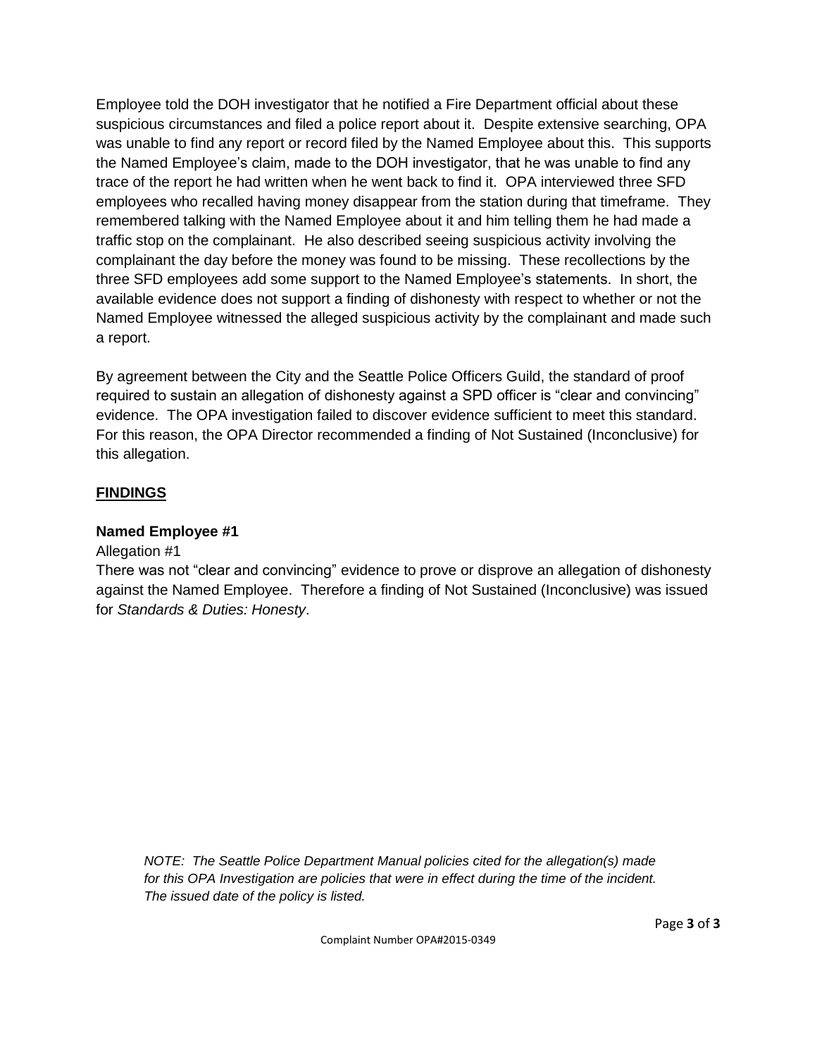Employee told the DOH investigator that he notified a Fire Department official about these suspicious circumstances and filed a police report about it. Despite extensive searching, OPA was unable to find any report or record filed by the Named Employee about this. This supports the Named Employee's claim, made to the DOH investigator, that he was unable to find any trace of the report he had written when he went back to find it. OPA interviewed three SFD employees who recalled having money disappear from the station during that timeframe. They remembered talking with the Named Employee about it and him telling them he had made a traffic stop on the complainant. He also described seeing suspicious activity involving the complainant the day before the money was found to be missing. These recollections by the three SFD employees add some support to the Named Employee's statements. In short, the available evidence does not support a finding of dishonesty with respect to whether or not the Named Employee witnessed the alleged suspicious activity by the complainant and made such a report.

By agreement between the City and the Seattle Police Officers Guild, the standard of proof required to sustain an allegation of dishonesty against a SPD officer is "clear and convincing" evidence. The OPA investigation failed to discover evidence sufficient to meet this standard. For this reason, the OPA Director recommended a finding of Not Sustained (Inconclusive) for this allegation.

## FINDINGS

**Named Employee #1**

Allegation #1

There was not "clear and convincing" evidence to prove or disprove an allegation of dishonesty against the Named Employee. Therefore a finding of Not Sustained (Inconclusive) was issued for *Standards & Duties: Honesty*.

*NOTE: The Seattle Police Department Manual policies cited for the allegation(s) made for this OPA Investigation are policies that were in effect during the time of the incident. The issued date of the policy is listed.*

Complaint Number OPA#2015-0349